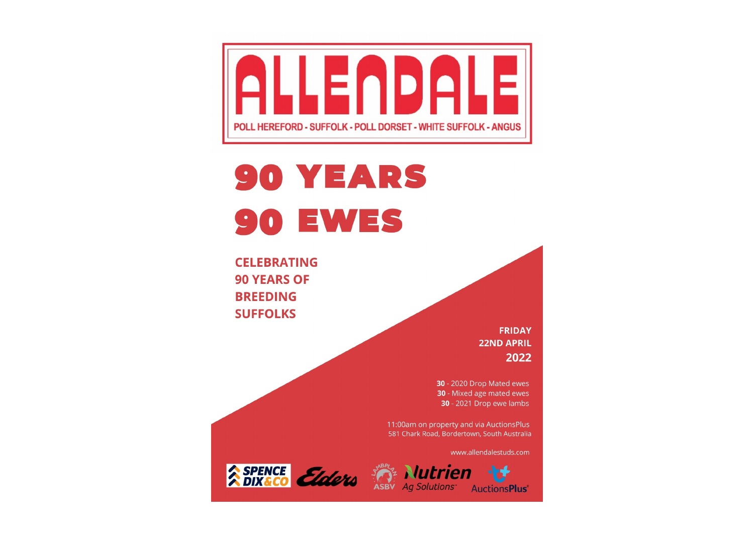# ALLENDALE

POLL HEREFORD - SUFFOLK - POLL DORSET - WHITE SUFFOLK - ANGUS

# 90 YEARS 90 EWES

**CELEBRATING 90 YEARS OF BREEDING SUFFOLKS**

**FRIDAY 22ND APRIL 2022**

**30** - 2020 Drop Mated ewes
**30** - Mixed age mated ewes
**30** - 2021 Drop ewe lambs

11:00am on property and via AuctionsPlus
581 Chark Road, Bordertown, South Australia

www.allendalestuds.com

SPENCE DIX & CO · Elders · LAMBPLAN ASBV · Nutrien Ag Solutions · AuctionsPlus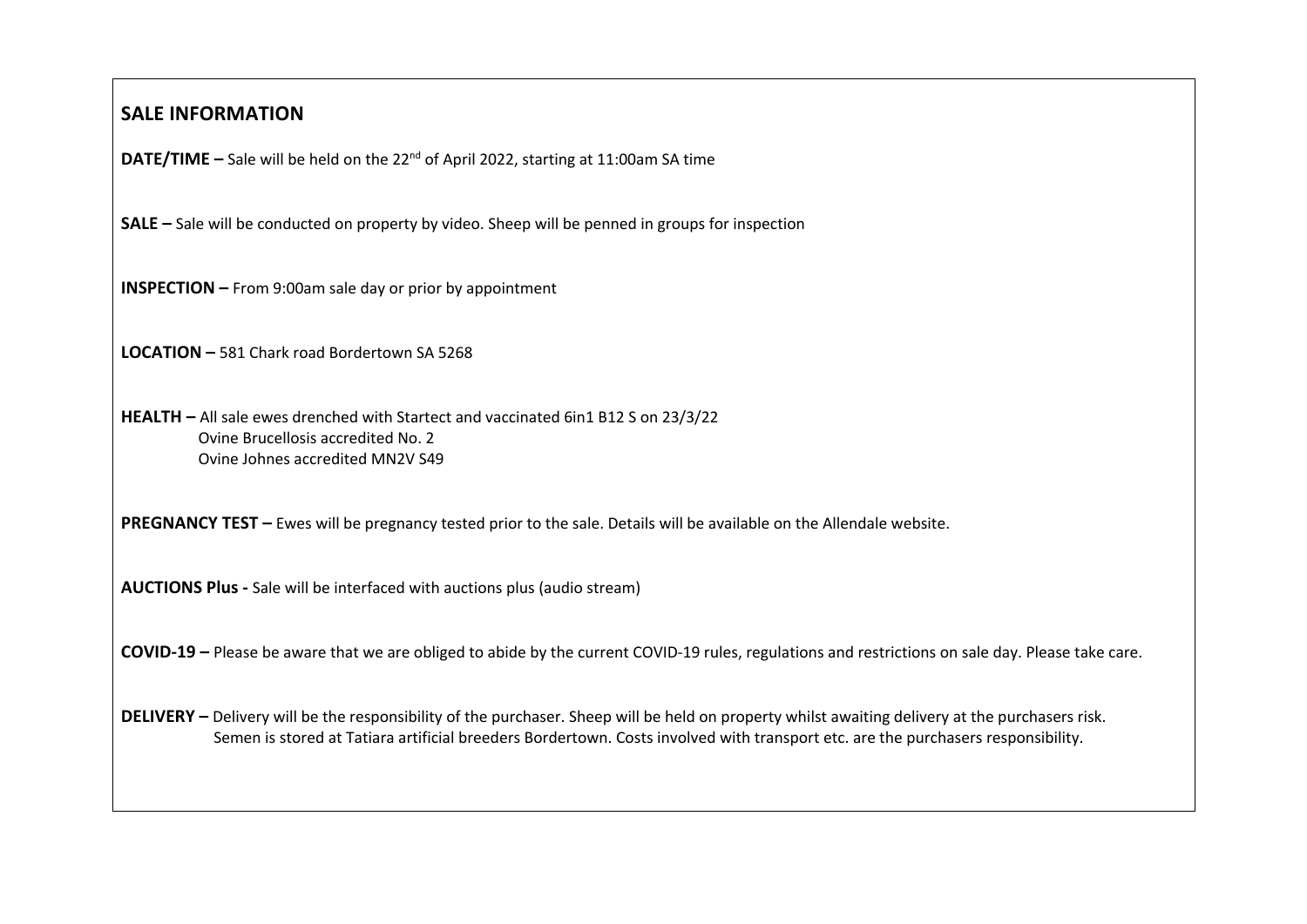## SALE INFORMATION

**DATE/TIME –** Sale will be held on the 22nd of April 2022, starting at 11:00am SA time

**SALE –** Sale will be conducted on property by video. Sheep will be penned in groups for inspection

**INSPECTION –** From 9:00am sale day or prior by appointment

**LOCATION –** 581 Chark road Bordertown SA 5268

**HEALTH –** All sale ewes drenched with Startect and vaccinated 6in1 B12 S on 23/3/22
Ovine Brucellosis accredited No. 2
Ovine Johnes accredited MN2V S49

**PREGNANCY TEST –** Ewes will be pregnancy tested prior to the sale. Details will be available on the Allendale website.

**AUCTIONS Plus -** Sale will be interfaced with auctions plus (audio stream)

**COVID-19 –** Please be aware that we are obliged to abide by the current COVID-19 rules, regulations and restrictions on sale day. Please take care.

**DELIVERY –** Delivery will be the responsibility of the purchaser. Sheep will be held on property whilst awaiting delivery at the purchasers risk.
Semen is stored at Tatiara artificial breeders Bordertown. Costs involved with transport etc. are the purchasers responsibility.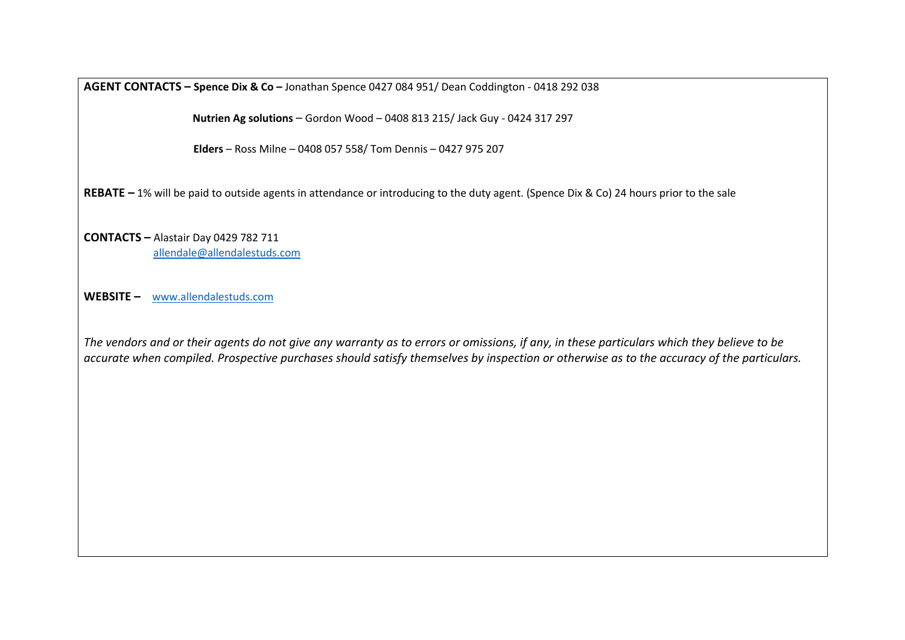**AGENT CONTACTS – Spence Dix & Co –** Jonathan Spence 0427 084 951/ Dean Coddington - 0418 292 038

**Nutrien Ag solutions** – Gordon Wood – 0408 813 215/ Jack Guy - 0424 317 297

**Elders** – Ross Milne – 0408 057 558/ Tom Dennis – 0427 975 207

**REBATE –** 1% will be paid to outside agents in attendance or introducing to the duty agent. (Spence Dix & Co) 24 hours prior to the sale

**CONTACTS –** Alastair Day 0429 782 711
allendale@allendalestuds.com

**WEBSITE –** www.allendalestuds.com

*The vendors and or their agents do not give any warranty as to errors or omissions, if any, in these particulars which they believe to be accurate when compiled. Prospective purchases should satisfy themselves by inspection or otherwise as to the accuracy of the particulars.*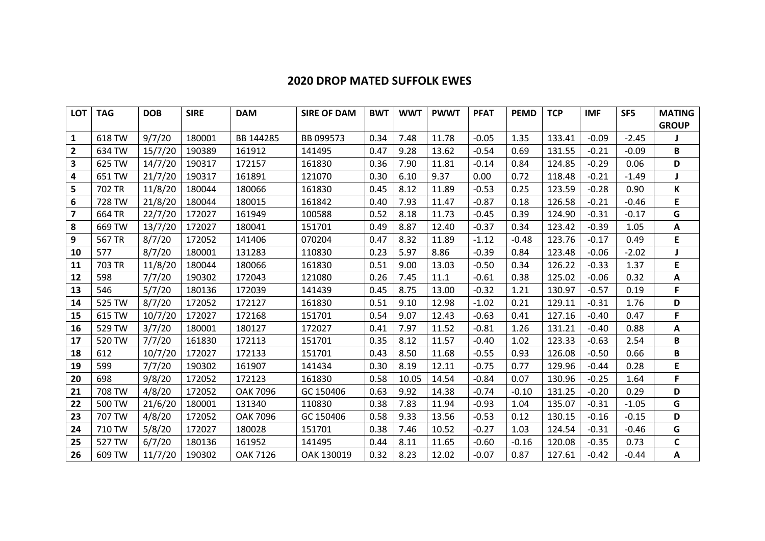## 2020 DROP MATED SUFFOLK EWES

| LOT | TAG | DOB | SIRE | DAM | SIRE OF DAM | BWT | WWT | PWWT | PFAT | PEMD | TCP | IMF | SF5 | MATING GROUP |
|---|---|---|---|---|---|---|---|---|---|---|---|---|---|---|
| **1** | 618 TW | 9/7/20 | 180001 | BB 144285 | BB 099573 | 0.34 | 7.48 | 11.78 | -0.05 | 1.35 | 133.41 | -0.09 | -2.45 | **J** |
| **2** | 634 TW | 15/7/20 | 190389 | 161912 | 141495 | 0.47 | 9.28 | 13.62 | -0.54 | 0.69 | 131.55 | -0.21 | -0.09 | **B** |
| **3** | 625 TW | 14/7/20 | 190317 | 172157 | 161830 | 0.36 | 7.90 | 11.81 | -0.14 | 0.84 | 124.85 | -0.29 | 0.06 | **D** |
| **4** | 651 TW | 21/7/20 | 190317 | 161891 | 121070 | 0.30 | 6.10 | 9.37 | 0.00 | 0.72 | 118.48 | -0.21 | -1.49 | **J** |
| **5** | 702 TR | 11/8/20 | 180044 | 180066 | 161830 | 0.45 | 8.12 | 11.89 | -0.53 | 0.25 | 123.59 | -0.28 | 0.90 | **K** |
| **6** | 728 TW | 21/8/20 | 180044 | 180015 | 161842 | 0.40 | 7.93 | 11.47 | -0.87 | 0.18 | 126.58 | -0.21 | -0.46 | **E** |
| **7** | 664 TR | 22/7/20 | 172027 | 161949 | 100588 | 0.52 | 8.18 | 11.73 | -0.45 | 0.39 | 124.90 | -0.31 | -0.17 | **G** |
| **8** | 669 TW | 13/7/20 | 172027 | 180041 | 151701 | 0.49 | 8.87 | 12.40 | -0.37 | 0.34 | 123.42 | -0.39 | 1.05 | **A** |
| **9** | 567 TR | 8/7/20 | 172052 | 141406 | 070204 | 0.47 | 8.32 | 11.89 | -1.12 | -0.48 | 123.76 | -0.17 | 0.49 | **E** |
| **10** | 577 | 8/7/20 | 180001 | 131283 | 110830 | 0.23 | 5.97 | 8.86 | -0.39 | 0.84 | 123.48 | -0.06 | -2.02 | **J** |
| **11** | 703 TR | 11/8/20 | 180044 | 180066 | 161830 | 0.51 | 9.00 | 13.03 | -0.50 | 0.34 | 126.22 | -0.33 | 1.37 | **E** |
| **12** | 598 | 7/7/20 | 190302 | 172043 | 121080 | 0.26 | 7.45 | 11.1 | -0.61 | 0.38 | 125.02 | -0.06 | 0.32 | **A** |
| **13** | 546 | 5/7/20 | 180136 | 172039 | 141439 | 0.45 | 8.75 | 13.00 | -0.32 | 1.21 | 130.97 | -0.57 | 0.19 | **F** |
| **14** | 525 TW | 8/7/20 | 172052 | 172127 | 161830 | 0.51 | 9.10 | 12.98 | -1.02 | 0.21 | 129.11 | -0.31 | 1.76 | **D** |
| **15** | 615 TW | 10/7/20 | 172027 | 172168 | 151701 | 0.54 | 9.07 | 12.43 | -0.63 | 0.41 | 127.16 | -0.40 | 0.47 | **F** |
| **16** | 529 TW | 3/7/20 | 180001 | 180127 | 172027 | 0.41 | 7.97 | 11.52 | -0.81 | 1.26 | 131.21 | -0.40 | 0.88 | **A** |
| **17** | 520 TW | 7/7/20 | 161830 | 172113 | 151701 | 0.35 | 8.12 | 11.57 | -0.40 | 1.02 | 123.33 | -0.63 | 2.54 | **B** |
| **18** | 612 | 10/7/20 | 172027 | 172133 | 151701 | 0.43 | 8.50 | 11.68 | -0.55 | 0.93 | 126.08 | -0.50 | 0.66 | **B** |
| **19** | 599 | 7/7/20 | 190302 | 161907 | 141434 | 0.30 | 8.19 | 12.11 | -0.75 | 0.77 | 129.96 | -0.44 | 0.28 | **E** |
| **20** | 698 | 9/8/20 | 172052 | 172123 | 161830 | 0.58 | 10.05 | 14.54 | -0.84 | 0.07 | 130.96 | -0.25 | 1.64 | **F** |
| **21** | 708 TW | 4/8/20 | 172052 | OAK 7096 | GC 150406 | 0.63 | 9.92 | 14.38 | -0.74 | -0.10 | 131.25 | -0.20 | 0.29 | **D** |
| **22** | 500 TW | 21/6/20 | 180001 | 131340 | 110830 | 0.38 | 7.83 | 11.94 | -0.93 | 1.04 | 135.07 | -0.31 | -1.05 | **G** |
| **23** | 707 TW | 4/8/20 | 172052 | OAK 7096 | GC 150406 | 0.58 | 9.33 | 13.56 | -0.53 | 0.12 | 130.15 | -0.16 | -0.15 | **D** |
| **24** | 710 TW | 5/8/20 | 172027 | 180028 | 151701 | 0.38 | 7.46 | 10.52 | -0.27 | 1.03 | 124.54 | -0.31 | -0.46 | **G** |
| **25** | 527 TW | 6/7/20 | 180136 | 161952 | 141495 | 0.44 | 8.11 | 11.65 | -0.60 | -0.16 | 120.08 | -0.35 | 0.73 | **C** |
| **26** | 609 TW | 11/7/20 | 190302 | OAK 7126 | OAK 130019 | 0.32 | 8.23 | 12.02 | -0.07 | 0.87 | 127.61 | -0.42 | -0.44 | **A** |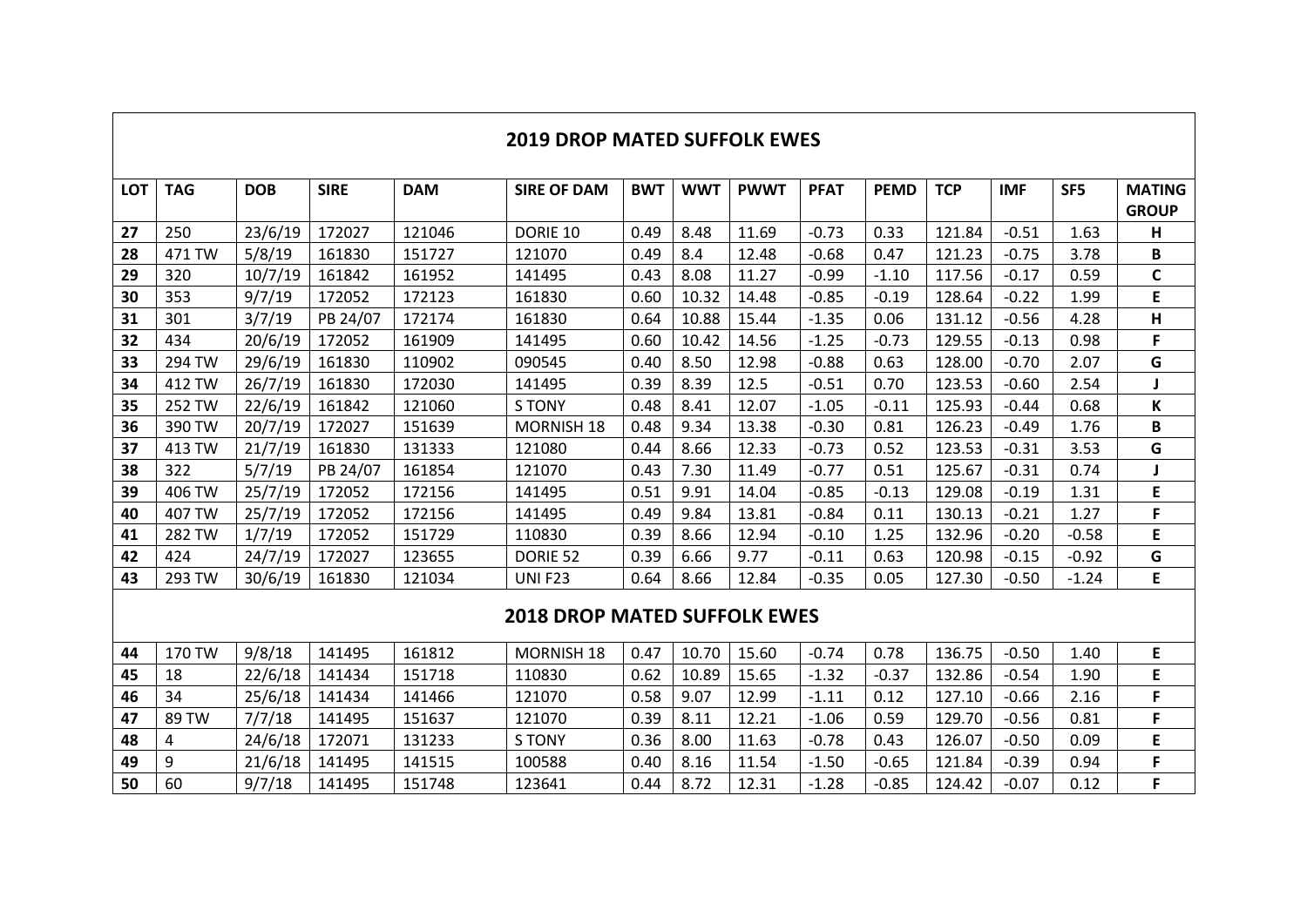## 2019 DROP MATED SUFFOLK EWES

| LOT | TAG | DOB | SIRE | DAM | SIRE OF DAM | BWT | WWT | PWWT | PFAT | PEMD | TCP | IMF | SF5 | MATING GROUP |
|---|---|---|---|---|---|---|---|---|---|---|---|---|---|---|
| **27** | 250 | 23/6/19 | 172027 | 121046 | DORIE 10 | 0.49 | 8.48 | 11.69 | -0.73 | 0.33 | 121.84 | -0.51 | 1.63 | **H** |
| **28** | 471 TW | 5/8/19 | 161830 | 151727 | 121070 | 0.49 | 8.4 | 12.48 | -0.68 | 0.47 | 121.23 | -0.75 | 3.78 | **B** |
| **29** | 320 | 10/7/19 | 161842 | 161952 | 141495 | 0.43 | 8.08 | 11.27 | -0.99 | -1.10 | 117.56 | -0.17 | 0.59 | **C** |
| **30** | 353 | 9/7/19 | 172052 | 172123 | 161830 | 0.60 | 10.32 | 14.48 | -0.85 | -0.19 | 128.64 | -0.22 | 1.99 | **E** |
| **31** | 301 | 3/7/19 | PB 24/07 | 172174 | 161830 | 0.64 | 10.88 | 15.44 | -1.35 | 0.06 | 131.12 | -0.56 | 4.28 | **H** |
| **32** | 434 | 20/6/19 | 172052 | 161909 | 141495 | 0.60 | 10.42 | 14.56 | -1.25 | -0.73 | 129.55 | -0.13 | 0.98 | **F** |
| **33** | 294 TW | 29/6/19 | 161830 | 110902 | 090545 | 0.40 | 8.50 | 12.98 | -0.88 | 0.63 | 128.00 | -0.70 | 2.07 | **G** |
| **34** | 412 TW | 26/7/19 | 161830 | 172030 | 141495 | 0.39 | 8.39 | 12.5 | -0.51 | 0.70 | 123.53 | -0.60 | 2.54 | **J** |
| **35** | 252 TW | 22/6/19 | 161842 | 121060 | S TONY | 0.48 | 8.41 | 12.07 | -1.05 | -0.11 | 125.93 | -0.44 | 0.68 | **K** |
| **36** | 390 TW | 20/7/19 | 172027 | 151639 | MORNISH 18 | 0.48 | 9.34 | 13.38 | -0.30 | 0.81 | 126.23 | -0.49 | 1.76 | **B** |
| **37** | 413 TW | 21/7/19 | 161830 | 131333 | 121080 | 0.44 | 8.66 | 12.33 | -0.73 | 0.52 | 123.53 | -0.31 | 3.53 | **G** |
| **38** | 322 | 5/7/19 | PB 24/07 | 161854 | 121070 | 0.43 | 7.30 | 11.49 | -0.77 | 0.51 | 125.67 | -0.31 | 0.74 | **J** |
| **39** | 406 TW | 25/7/19 | 172052 | 172156 | 141495 | 0.51 | 9.91 | 14.04 | -0.85 | -0.13 | 129.08 | -0.19 | 1.31 | **E** |
| **40** | 407 TW | 25/7/19 | 172052 | 172156 | 141495 | 0.49 | 9.84 | 13.81 | -0.84 | 0.11 | 130.13 | -0.21 | 1.27 | **F** |
| **41** | 282 TW | 1/7/19 | 172052 | 151729 | 110830 | 0.39 | 8.66 | 12.94 | -0.10 | 1.25 | 132.96 | -0.20 | -0.58 | **E** |
| **42** | 424 | 24/7/19 | 172027 | 123655 | DORIE 52 | 0.39 | 6.66 | 9.77 | -0.11 | 0.63 | 120.98 | -0.15 | -0.92 | **G** |
| **43** | 293 TW | 30/6/19 | 161830 | 121034 | UNI F23 | 0.64 | 8.66 | 12.84 | -0.35 | 0.05 | 127.30 | -0.50 | -1.24 | **E** |

## 2018 DROP MATED SUFFOLK EWES

| LOT | TAG | DOB | SIRE | DAM | SIRE OF DAM | BWT | WWT | PWWT | PFAT | PEMD | TCP | IMF | SF5 | MATING GROUP |
|---|---|---|---|---|---|---|---|---|---|---|---|---|---|---|
| **44** | 170 TW | 9/8/18 | 141495 | 161812 | MORNISH 18 | 0.47 | 10.70 | 15.60 | -0.74 | 0.78 | 136.75 | -0.50 | 1.40 | **E** |
| **45** | 18 | 22/6/18 | 141434 | 151718 | 110830 | 0.62 | 10.89 | 15.65 | -1.32 | -0.37 | 132.86 | -0.54 | 1.90 | **E** |
| **46** | 34 | 25/6/18 | 141434 | 141466 | 121070 | 0.58 | 9.07 | 12.99 | -1.11 | 0.12 | 127.10 | -0.66 | 2.16 | **F** |
| **47** | 89 TW | 7/7/18 | 141495 | 151637 | 121070 | 0.39 | 8.11 | 12.21 | -1.06 | 0.59 | 129.70 | -0.56 | 0.81 | **F** |
| **48** | 4 | 24/6/18 | 172071 | 131233 | S TONY | 0.36 | 8.00 | 11.63 | -0.78 | 0.43 | 126.07 | -0.50 | 0.09 | **E** |
| **49** | 9 | 21/6/18 | 141495 | 141515 | 100588 | 0.40 | 8.16 | 11.54 | -1.50 | -0.65 | 121.84 | -0.39 | 0.94 | **F** |
| **50** | 60 | 9/7/18 | 141495 | 151748 | 123641 | 0.44 | 8.72 | 12.31 | -1.28 | -0.85 | 124.42 | -0.07 | 0.12 | **F** |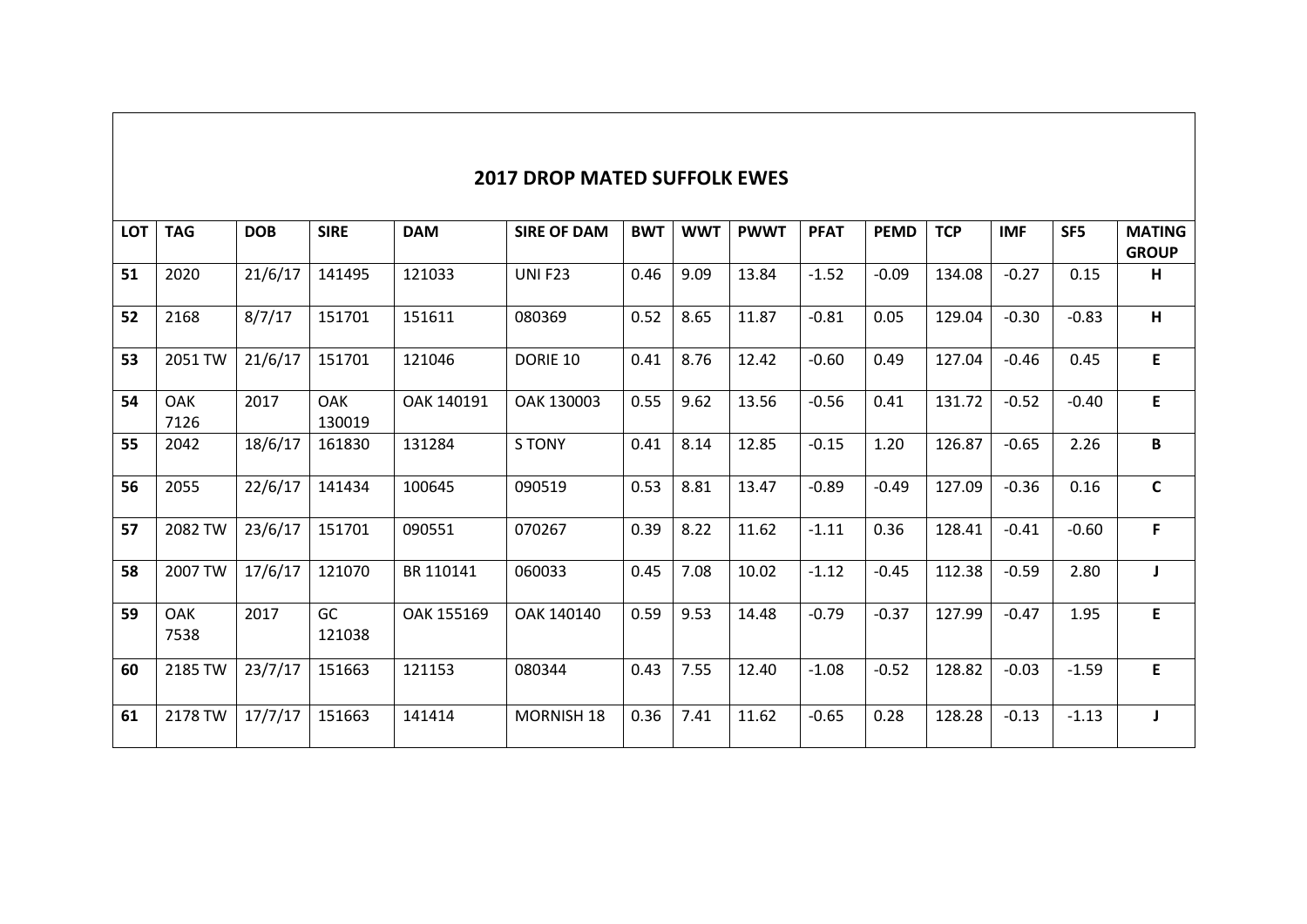## 2017 DROP MATED SUFFOLK EWES

| LOT | TAG | DOB | SIRE | DAM | SIRE OF DAM | BWT | WWT | PWWT | PFAT | PEMD | TCP | IMF | SF5 | MATING GROUP |
|---|---|---|---|---|---|---|---|---|---|---|---|---|---|---|
| **51** | 2020 | 21/6/17 | 141495 | 121033 | UNI F23 | 0.46 | 9.09 | 13.84 | -1.52 | -0.09 | 134.08 | -0.27 | 0.15 | **H** |
| **52** | 2168 | 8/7/17 | 151701 | 151611 | 080369 | 0.52 | 8.65 | 11.87 | -0.81 | 0.05 | 129.04 | -0.30 | -0.83 | **H** |
| **53** | 2051 TW | 21/6/17 | 151701 | 121046 | DORIE 10 | 0.41 | 8.76 | 12.42 | -0.60 | 0.49 | 127.04 | -0.46 | 0.45 | **E** |
| **54** | OAK 7126 | 2017 | OAK 130019 | OAK 140191 | OAK 130003 | 0.55 | 9.62 | 13.56 | -0.56 | 0.41 | 131.72 | -0.52 | -0.40 | **E** |
| **55** | 2042 | 18/6/17 | 161830 | 131284 | S TONY | 0.41 | 8.14 | 12.85 | -0.15 | 1.20 | 126.87 | -0.65 | 2.26 | **B** |
| **56** | 2055 | 22/6/17 | 141434 | 100645 | 090519 | 0.53 | 8.81 | 13.47 | -0.89 | -0.49 | 127.09 | -0.36 | 0.16 | **C** |
| **57** | 2082 TW | 23/6/17 | 151701 | 090551 | 070267 | 0.39 | 8.22 | 11.62 | -1.11 | 0.36 | 128.41 | -0.41 | -0.60 | **F** |
| **58** | 2007 TW | 17/6/17 | 121070 | BR 110141 | 060033 | 0.45 | 7.08 | 10.02 | -1.12 | -0.45 | 112.38 | -0.59 | 2.80 | **J** |
| **59** | OAK 7538 | 2017 | GC 121038 | OAK 155169 | OAK 140140 | 0.59 | 9.53 | 14.48 | -0.79 | -0.37 | 127.99 | -0.47 | 1.95 | **E** |
| **60** | 2185 TW | 23/7/17 | 151663 | 121153 | 080344 | 0.43 | 7.55 | 12.40 | -1.08 | -0.52 | 128.82 | -0.03 | -1.59 | **E** |
| **61** | 2178 TW | 17/7/17 | 151663 | 141414 | MORNISH 18 | 0.36 | 7.41 | 11.62 | -0.65 | 0.28 | 128.28 | -0.13 | -1.13 | **J** |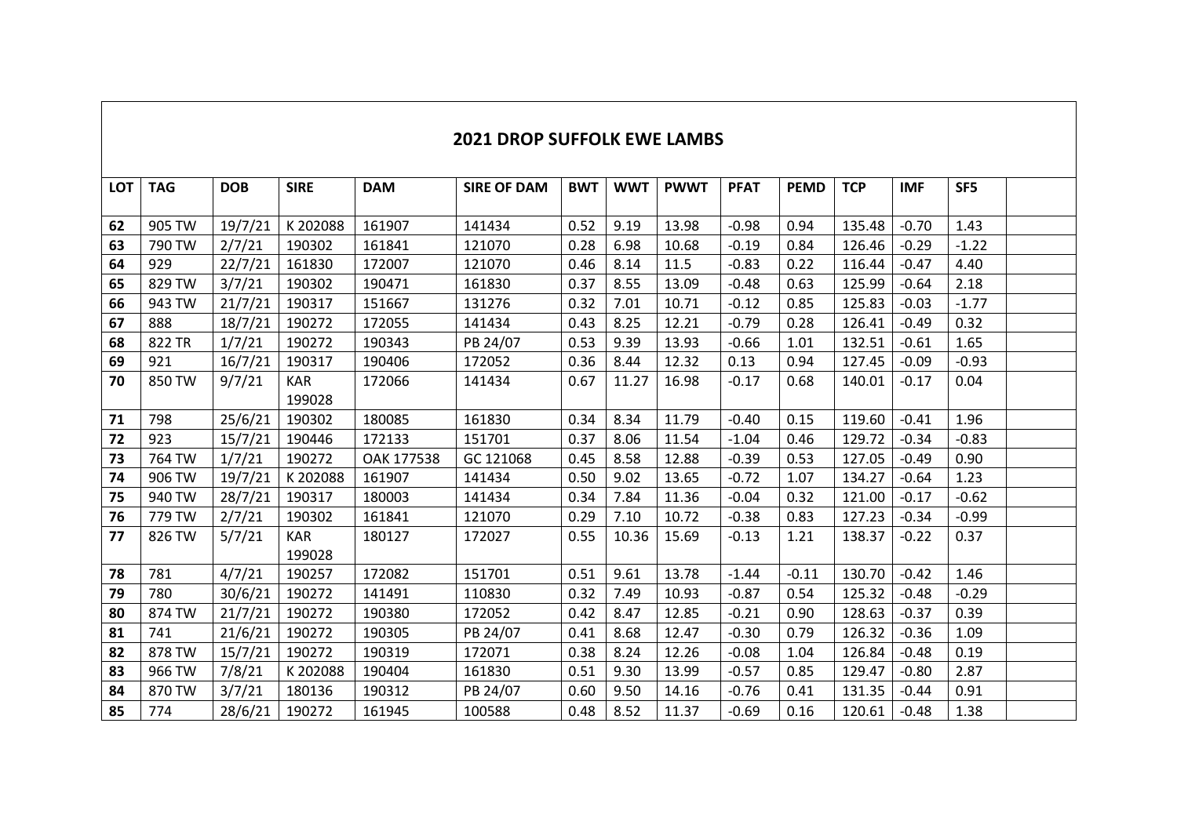## 2021 DROP SUFFOLK EWE LAMBS

| LOT | TAG | DOB | SIRE | DAM | SIRE OF DAM | BWT | WWT | PWWT | PFAT | PEMD | TCP | IMF | SF5 | |
|---|---|---|---|---|---|---|---|---|---|---|---|---|---|---|
| 62 | 905 TW | 19/7/21 | K 202088 | 161907 | 141434 | 0.52 | 9.19 | 13.98 | -0.98 | 0.94 | 135.48 | -0.70 | 1.43 | |
| 63 | 790 TW | 2/7/21 | 190302 | 161841 | 121070 | 0.28 | 6.98 | 10.68 | -0.19 | 0.84 | 126.46 | -0.29 | -1.22 | |
| 64 | 929 | 22/7/21 | 161830 | 172007 | 121070 | 0.46 | 8.14 | 11.5 | -0.83 | 0.22 | 116.44 | -0.47 | 4.40 | |
| 65 | 829 TW | 3/7/21 | 190302 | 190471 | 161830 | 0.37 | 8.55 | 13.09 | -0.48 | 0.63 | 125.99 | -0.64 | 2.18 | |
| 66 | 943 TW | 21/7/21 | 190317 | 151667 | 131276 | 0.32 | 7.01 | 10.71 | -0.12 | 0.85 | 125.83 | -0.03 | -1.77 | |
| 67 | 888 | 18/7/21 | 190272 | 172055 | 141434 | 0.43 | 8.25 | 12.21 | -0.79 | 0.28 | 126.41 | -0.49 | 0.32 | |
| 68 | 822 TR | 1/7/21 | 190272 | 190343 | PB 24/07 | 0.53 | 9.39 | 13.93 | -0.66 | 1.01 | 132.51 | -0.61 | 1.65 | |
| 69 | 921 | 16/7/21 | 190317 | 190406 | 172052 | 0.36 | 8.44 | 12.32 | 0.13 | 0.94 | 127.45 | -0.09 | -0.93 | |
| 70 | 850 TW | 9/7/21 | KAR 199028 | 172066 | 141434 | 0.67 | 11.27 | 16.98 | -0.17 | 0.68 | 140.01 | -0.17 | 0.04 | |
| 71 | 798 | 25/6/21 | 190302 | 180085 | 161830 | 0.34 | 8.34 | 11.79 | -0.40 | 0.15 | 119.60 | -0.41 | 1.96 | |
| 72 | 923 | 15/7/21 | 190446 | 172133 | 151701 | 0.37 | 8.06 | 11.54 | -1.04 | 0.46 | 129.72 | -0.34 | -0.83 | |
| 73 | 764 TW | 1/7/21 | 190272 | OAK 177538 | GC 121068 | 0.45 | 8.58 | 12.88 | -0.39 | 0.53 | 127.05 | -0.49 | 0.90 | |
| 74 | 906 TW | 19/7/21 | K 202088 | 161907 | 141434 | 0.50 | 9.02 | 13.65 | -0.72 | 1.07 | 134.27 | -0.64 | 1.23 | |
| 75 | 940 TW | 28/7/21 | 190317 | 180003 | 141434 | 0.34 | 7.84 | 11.36 | -0.04 | 0.32 | 121.00 | -0.17 | -0.62 | |
| 76 | 779 TW | 2/7/21 | 190302 | 161841 | 121070 | 0.29 | 7.10 | 10.72 | -0.38 | 0.83 | 127.23 | -0.34 | -0.99 | |
| 77 | 826 TW | 5/7/21 | KAR 199028 | 180127 | 172027 | 0.55 | 10.36 | 15.69 | -0.13 | 1.21 | 138.37 | -0.22 | 0.37 | |
| 78 | 781 | 4/7/21 | 190257 | 172082 | 151701 | 0.51 | 9.61 | 13.78 | -1.44 | -0.11 | 130.70 | -0.42 | 1.46 | |
| 79 | 780 | 30/6/21 | 190272 | 141491 | 110830 | 0.32 | 7.49 | 10.93 | -0.87 | 0.54 | 125.32 | -0.48 | -0.29 | |
| 80 | 874 TW | 21/7/21 | 190272 | 190380 | 172052 | 0.42 | 8.47 | 12.85 | -0.21 | 0.90 | 128.63 | -0.37 | 0.39 | |
| 81 | 741 | 21/6/21 | 190272 | 190305 | PB 24/07 | 0.41 | 8.68 | 12.47 | -0.30 | 0.79 | 126.32 | -0.36 | 1.09 | |
| 82 | 878 TW | 15/7/21 | 190272 | 190319 | 172071 | 0.38 | 8.24 | 12.26 | -0.08 | 1.04 | 126.84 | -0.48 | 0.19 | |
| 83 | 966 TW | 7/8/21 | K 202088 | 190404 | 161830 | 0.51 | 9.30 | 13.99 | -0.57 | 0.85 | 129.47 | -0.80 | 2.87 | |
| 84 | 870 TW | 3/7/21 | 180136 | 190312 | PB 24/07 | 0.60 | 9.50 | 14.16 | -0.76 | 0.41 | 131.35 | -0.44 | 0.91 | |
| 85 | 774 | 28/6/21 | 190272 | 161945 | 100588 | 0.48 | 8.52 | 11.37 | -0.69 | 0.16 | 120.61 | -0.48 | 1.38 | |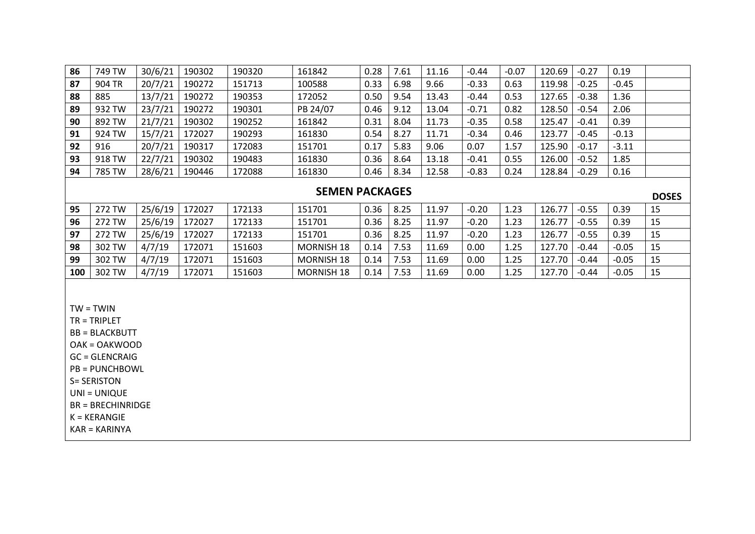| | | | | | | | | | | | | | | |
|---|---|---|---|---|---|---|---|---|---|---|---|---|---|---|
| **86** | 749 TW | 30/6/21 | 190302 | 190320 | 161842 | 0.28 | 7.61 | 11.16 | -0.44 | -0.07 | 120.69 | -0.27 | 0.19 | |
| **87** | 904 TR | 20/7/21 | 190272 | 151713 | 100588 | 0.33 | 6.98 | 9.66 | -0.33 | 0.63 | 119.98 | -0.25 | -0.45 | |
| **88** | 885 | 13/7/21 | 190272 | 190353 | 172052 | 0.50 | 9.54 | 13.43 | -0.44 | 0.53 | 127.65 | -0.38 | 1.36 | |
| **89** | 932 TW | 23/7/21 | 190272 | 190301 | PB 24/07 | 0.46 | 9.12 | 13.04 | -0.71 | 0.82 | 128.50 | -0.54 | 2.06 | |
| **90** | 892 TW | 21/7/21 | 190302 | 190252 | 161842 | 0.31 | 8.04 | 11.73 | -0.35 | 0.58 | 125.47 | -0.41 | 0.39 | |
| **91** | 924 TW | 15/7/21 | 172027 | 190293 | 161830 | 0.54 | 8.27 | 11.71 | -0.34 | 0.46 | 123.77 | -0.45 | -0.13 | |
| **92** | 916 | 20/7/21 | 190317 | 172083 | 151701 | 0.17 | 5.83 | 9.06 | 0.07 | 1.57 | 125.90 | -0.17 | -3.11 | |
| **93** | 918 TW | 22/7/21 | 190302 | 190483 | 161830 | 0.36 | 8.64 | 13.18 | -0.41 | 0.55 | 126.00 | -0.52 | 1.85 | |
| **94** | 785 TW | 28/6/21 | 190446 | 172088 | 161830 | 0.46 | 8.34 | 12.58 | -0.83 | 0.24 | 128.84 | -0.29 | 0.16 | |
| | | | | | **SEMEN PACKAGES** | | | | | | | | | **DOSES** |
| **95** | 272 TW | 25/6/19 | 172027 | 172133 | 151701 | 0.36 | 8.25 | 11.97 | -0.20 | 1.23 | 126.77 | -0.55 | 0.39 | 15 |
| **96** | 272 TW | 25/6/19 | 172027 | 172133 | 151701 | 0.36 | 8.25 | 11.97 | -0.20 | 1.23 | 126.77 | -0.55 | 0.39 | 15 |
| **97** | 272 TW | 25/6/19 | 172027 | 172133 | 151701 | 0.36 | 8.25 | 11.97 | -0.20 | 1.23 | 126.77 | -0.55 | 0.39 | 15 |
| **98** | 302 TW | 4/7/19 | 172071 | 151603 | MORNISH 18 | 0.14 | 7.53 | 11.69 | 0.00 | 1.25 | 127.70 | -0.44 | -0.05 | 15 |
| **99** | 302 TW | 4/7/19 | 172071 | 151603 | MORNISH 18 | 0.14 | 7.53 | 11.69 | 0.00 | 1.25 | 127.70 | -0.44 | -0.05 | 15 |
| **100** | 302 TW | 4/7/19 | 172071 | 151603 | MORNISH 18 | 0.14 | 7.53 | 11.69 | 0.00 | 1.25 | 127.70 | -0.44 | -0.05 | 15 |

TW = TWIN
TR = TRIPLET
BB = BLACKBUTT
OAK = OAKWOOD
GC = GLENCRAIG
PB = PUNCHBOWL
S= SERISTON
UNI = UNIQUE
BR = BRECHINRIDGE
K = KERANGIE
KAR = KARINYA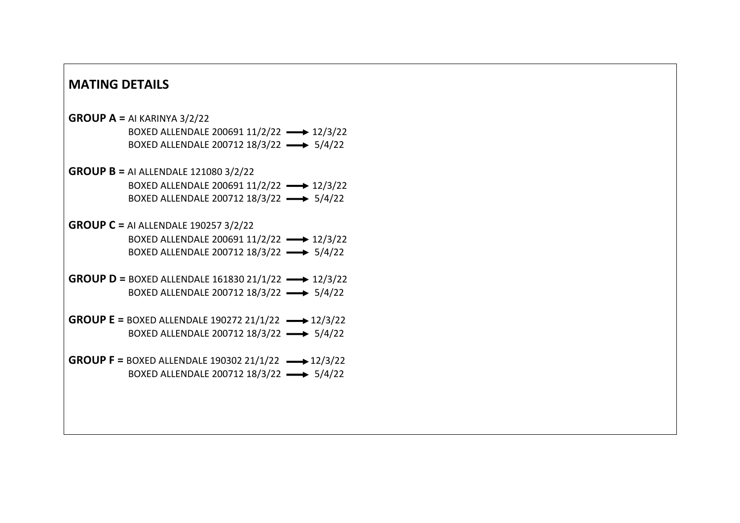## MATING DETAILS

**GROUP A =** AI KARINYA 3/2/22
BOXED ALLENDALE 200691 11/2/22 → 12/3/22
BOXED ALLENDALE 200712 18/3/22 → 5/4/22

**GROUP B =** AI ALLENDALE 121080 3/2/22
BOXED ALLENDALE 200691 11/2/22 → 12/3/22
BOXED ALLENDALE 200712 18/3/22 → 5/4/22

**GROUP C =** AI ALLENDALE 190257 3/2/22
BOXED ALLENDALE 200691 11/2/22 → 12/3/22
BOXED ALLENDALE 200712 18/3/22 → 5/4/22

**GROUP D =** BOXED ALLENDALE 161830 21/1/22 → 12/3/22
BOXED ALLENDALE 200712 18/3/22 → 5/4/22

**GROUP E =** BOXED ALLENDALE 190272 21/1/22 → 12/3/22
BOXED ALLENDALE 200712 18/3/22 → 5/4/22

**GROUP F =** BOXED ALLENDALE 190302 21/1/22 → 12/3/22
BOXED ALLENDALE 200712 18/3/22 → 5/4/22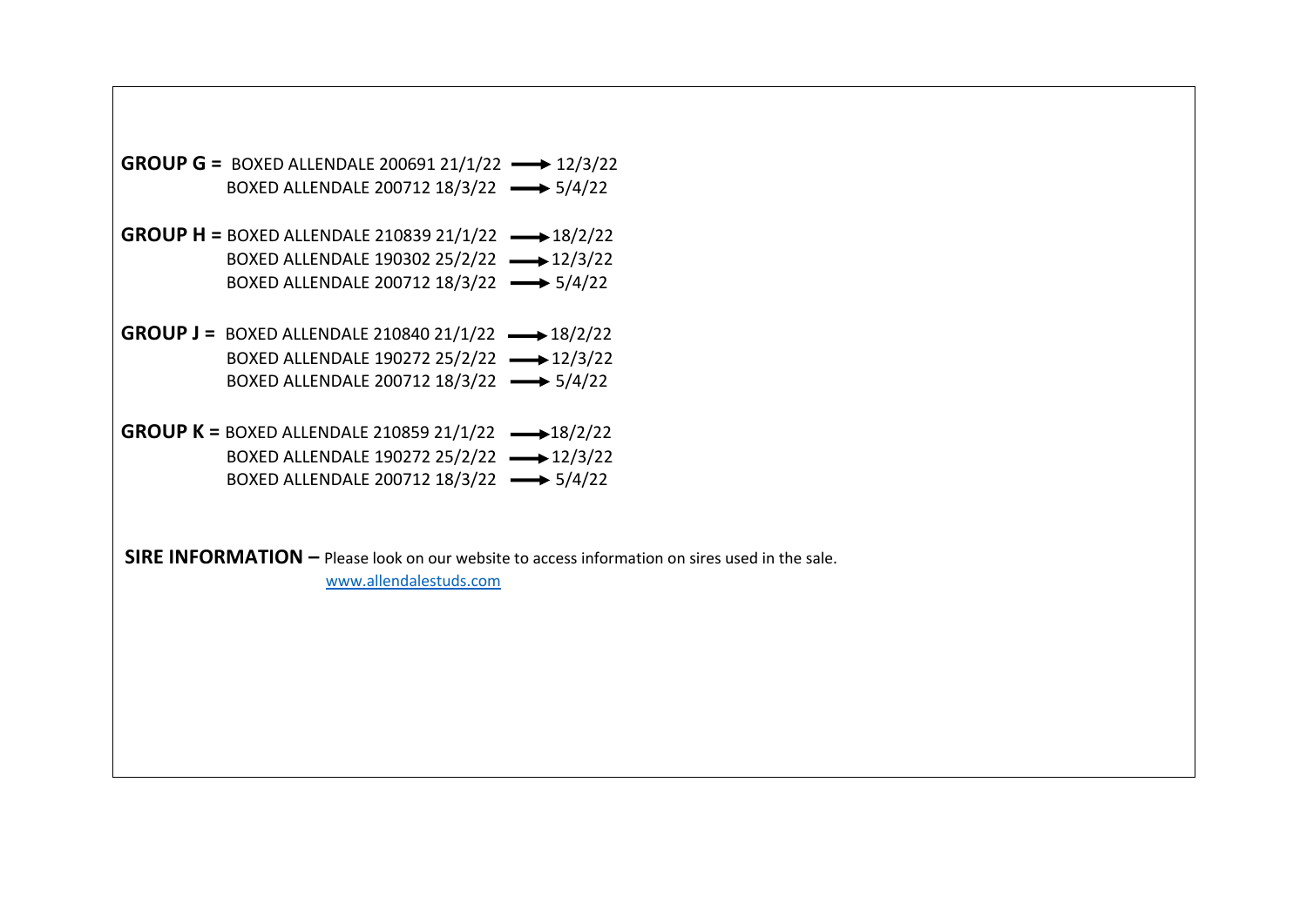**GROUP G =** BOXED ALLENDALE 200691 21/1/22 → 12/3/22
BOXED ALLENDALE 200712 18/3/22 → 5/4/22

**GROUP H =** BOXED ALLENDALE 210839 21/1/22 → 18/2/22
BOXED ALLENDALE 190302 25/2/22 → 12/3/22
BOXED ALLENDALE 200712 18/3/22 → 5/4/22

**GROUP J =** BOXED ALLENDALE 210840 21/1/22 → 18/2/22
BOXED ALLENDALE 190272 25/2/22 → 12/3/22
BOXED ALLENDALE 200712 18/3/22 → 5/4/22

**GROUP K =** BOXED ALLENDALE 210859 21/1/22 → 18/2/22
BOXED ALLENDALE 190272 25/2/22 → 12/3/22
BOXED ALLENDALE 200712 18/3/22 → 5/4/22

**SIRE INFORMATION –** Please look on our website to access information on sires used in the sale.
www.allendalestuds.com